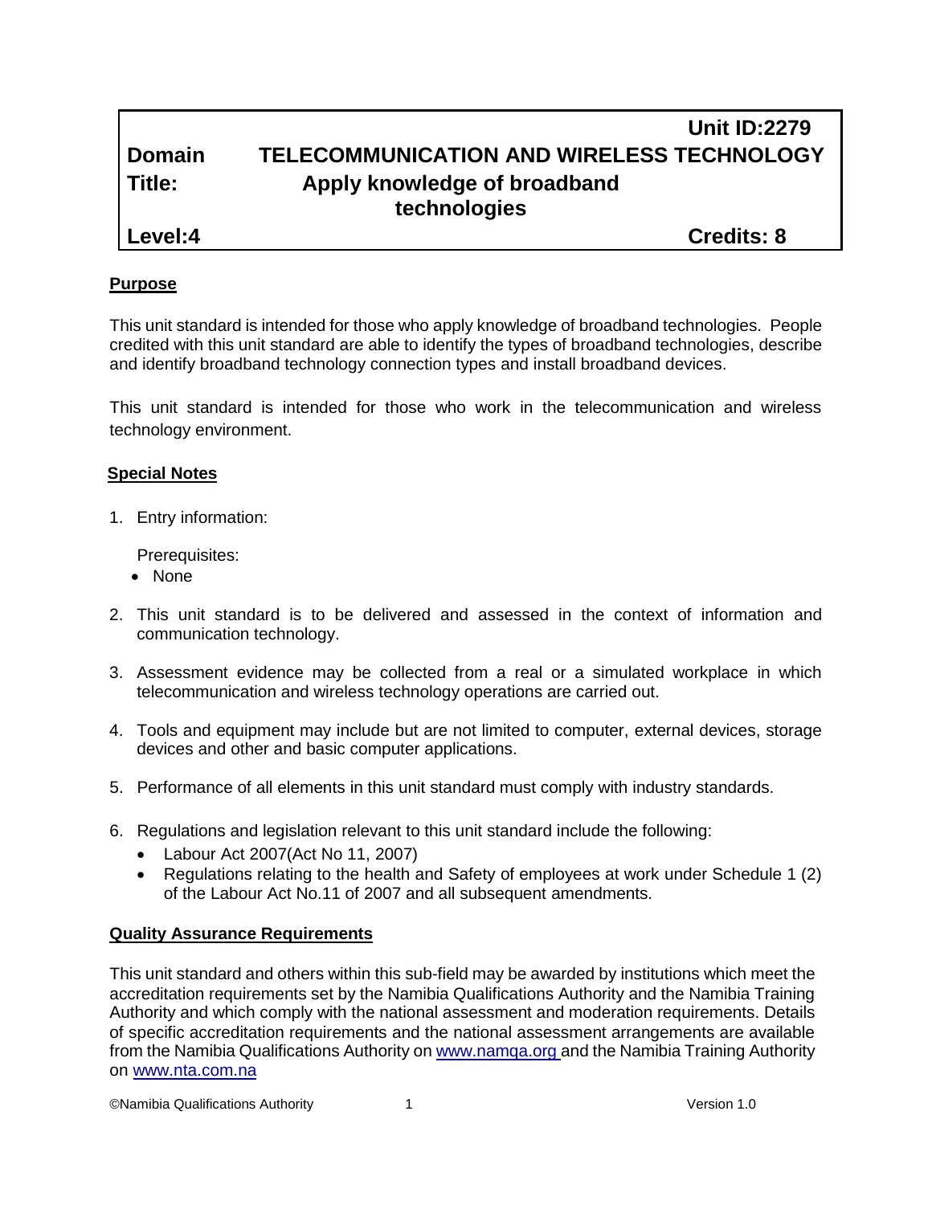| | | Unit ID:2279 |
|---|---|---|
| **Domain** | **TELECOMMUNICATION AND WIRELESS TECHNOLOGY** | |
| **Title:** | **Apply knowledge of broadband technologies** | |
| **Level:4** | | **Credits: 8** |

## Purpose

This unit standard is intended for those who apply knowledge of broadband technologies. People credited with this unit standard are able to identify the types of broadband technologies, describe and identify broadband technology connection types and install broadband devices.

This unit standard is intended for those who work in the telecommunication and wireless technology environment.

## Special Notes

1. Entry information:

   Prerequisites:
   - None

2. This unit standard is to be delivered and assessed in the context of information and communication technology.

3. Assessment evidence may be collected from a real or a simulated workplace in which telecommunication and wireless technology operations are carried out.

4. Tools and equipment may include but are not limited to computer, external devices, storage devices and other and basic computer applications.

5. Performance of all elements in this unit standard must comply with industry standards.

6. Regulations and legislation relevant to this unit standard include the following:
   - Labour Act 2007(Act No 11, 2007)
   - Regulations relating to the health and Safety of employees at work under Schedule 1 (2) of the Labour Act No.11 of 2007 and all subsequent amendments.

## Quality Assurance Requirements

This unit standard and others within this sub-field may be awarded by institutions which meet the accreditation requirements set by the Namibia Qualifications Authority and the Namibia Training Authority and which comply with the national assessment and moderation requirements. Details of specific accreditation requirements and the national assessment arrangements are available from the Namibia Qualifications Authority on www.namqa.org and the Namibia Training Authority on www.nta.com.na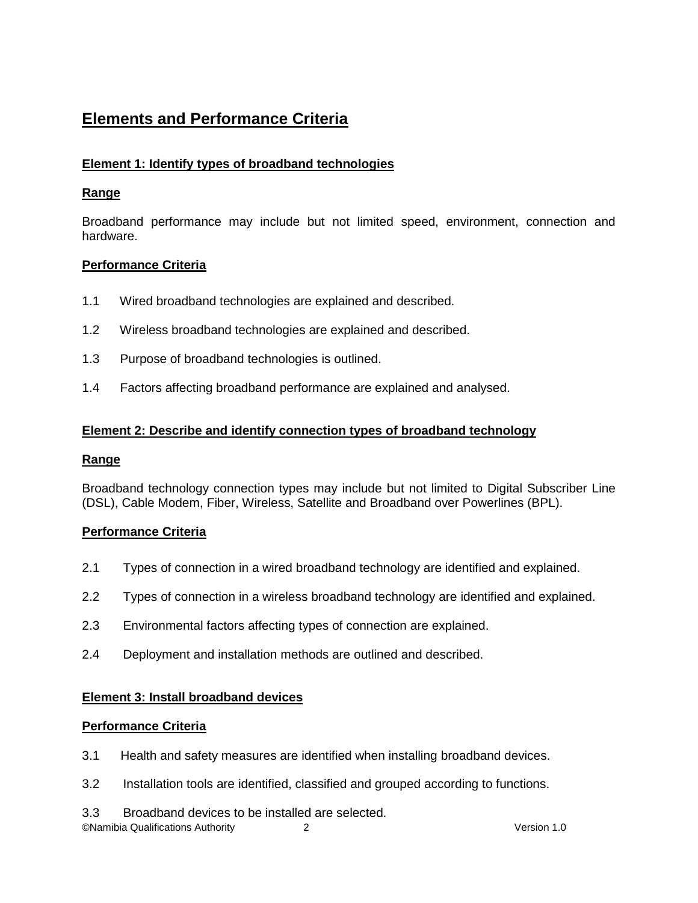## Elements and Performance Criteria

### Element 1: Identify types of broadband technologies

**Range**

Broadband performance may include but not limited speed, environment, connection and hardware.

**Performance Criteria**

1.1 Wired broadband technologies are explained and described.

1.2 Wireless broadband technologies are explained and described.

1.3 Purpose of broadband technologies is outlined.

1.4 Factors affecting broadband performance are explained and analysed.

### Element 2: Describe and identify connection types of broadband technology

**Range**

Broadband technology connection types may include but not limited to Digital Subscriber Line (DSL), Cable Modem, Fiber, Wireless, Satellite and Broadband over Powerlines (BPL).

**Performance Criteria**

2.1 Types of connection in a wired broadband technology are identified and explained.

2.2 Types of connection in a wireless broadband technology are identified and explained.

2.3 Environmental factors affecting types of connection are explained.

2.4 Deployment and installation methods are outlined and described.

### Element 3: Install broadband devices

**Performance Criteria**

3.1 Health and safety measures are identified when installing broadband devices.

3.2 Installation tools are identified, classified and grouped according to functions.

3.3 Broadband devices to be installed are selected.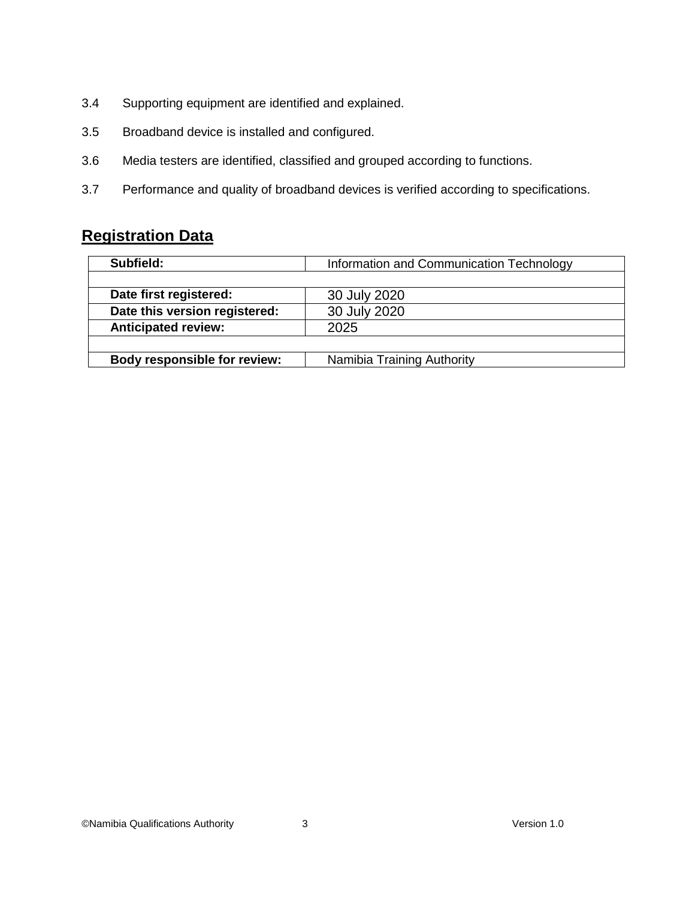3.4 Supporting equipment are identified and explained.

3.5 Broadband device is installed and configured.

3.6 Media testers are identified, classified and grouped according to functions.

3.7 Performance and quality of broadband devices is verified according to specifications.

## Registration Data

| | |
|---|---|
| **Subfield:** | Information and Communication Technology |
| | |
| **Date first registered:** | 30 July 2020 |
| **Date this version registered:** | 30 July 2020 |
| **Anticipated review:** | 2025 |
| | |
| **Body responsible for review:** | Namibia Training Authority |